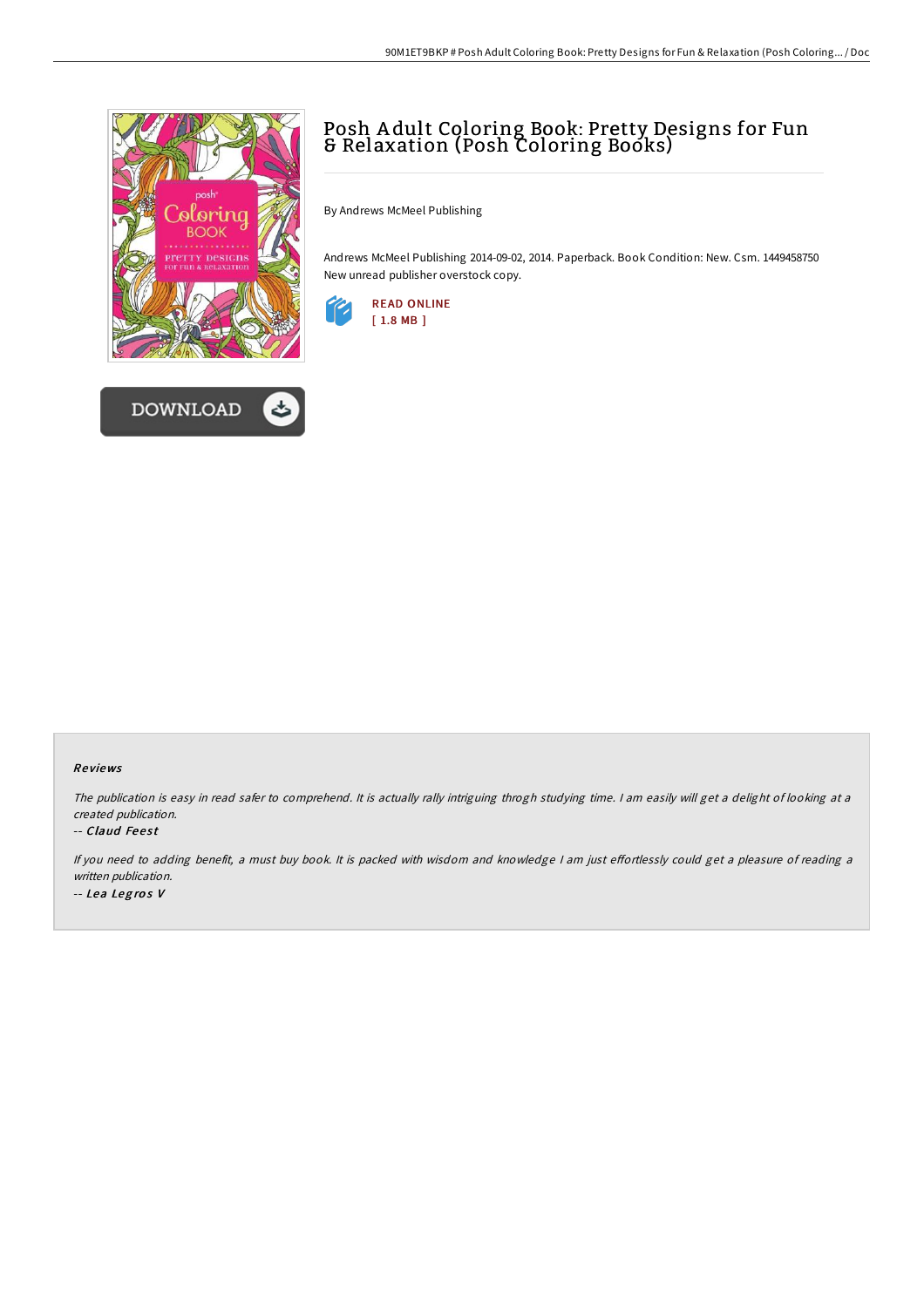# Posh Adult Coloring Book: Pretty Designs for Fun & Relaxation (Posh Coloring Books)

By Andrews McMeel Publishing

Andrews McMeel Publishing 2014-09-02, 2014. Paperback. Book Condition: New. Csm. 1449458750 New unread publisher overstock copy.

READ ONLINE
[ 1.8 MB ]

DOWNLOAD

### Reviews

*The publication is easy in read safer to comprehend. It is actually rally intriguing throgh studying time. I am easily will get a delight of looking at a created publication.*

-- *Claud Feest*

*If you need to adding benefit, a must buy book. It is packed with wisdom and knowledge I am just effortlessly could get a pleasure of reading a written publication.*

-- *Lea Legros V*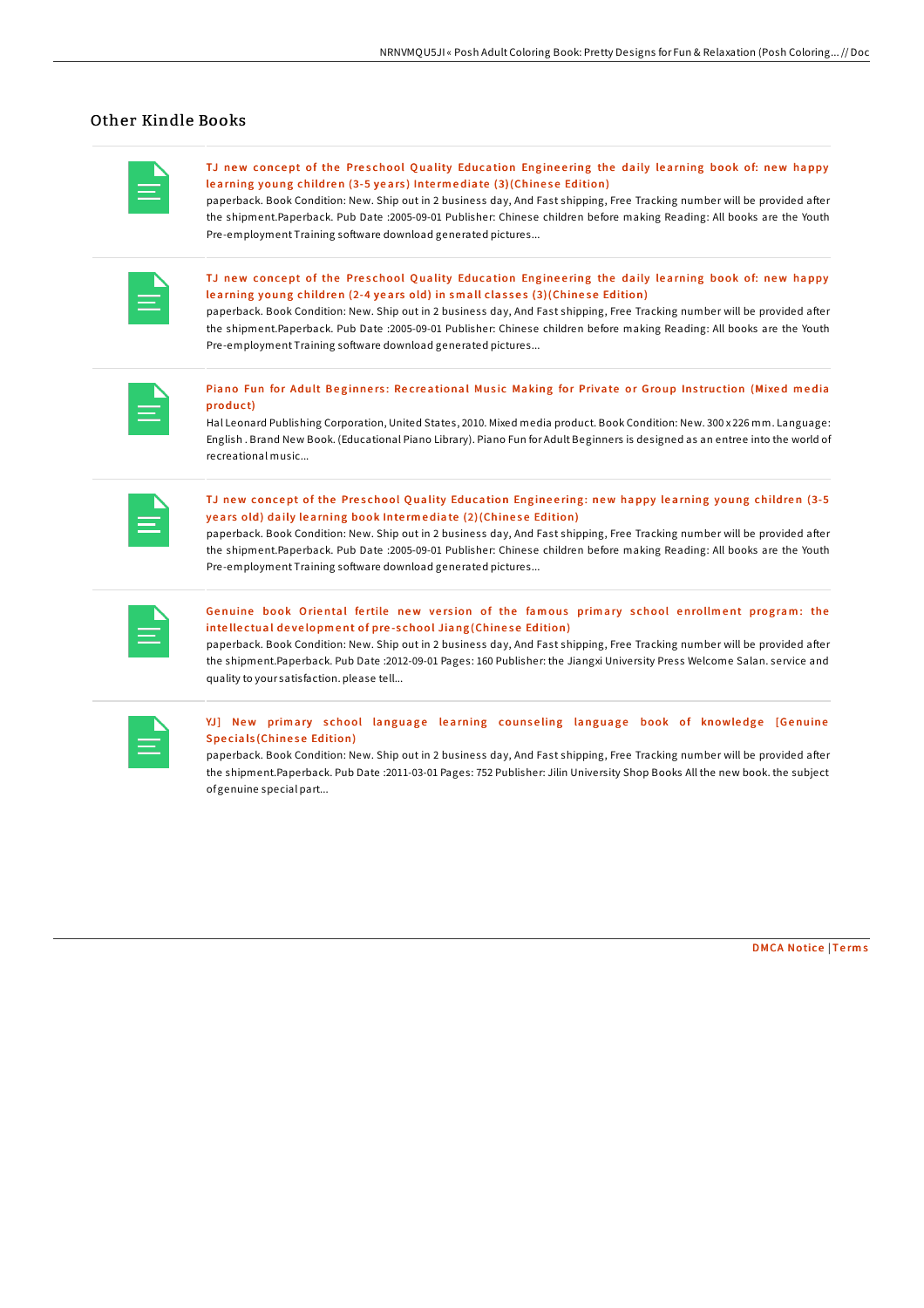## Other Kindle Books

### TJ new concept of the Preschool Quality Education Engineering the daily learning book of: new happy learning young children (3-5 years) Intermediate (3)(Chinese Edition)

paperback. Book Condition: New. Ship out in 2 business day, And Fast shipping, Free Tracking number will be provided after the shipment.Paperback. Pub Date :2005-09-01 Publisher: Chinese children before making Reading: All books are the Youth Pre-employment Training software download generated pictures...

### TJ new concept of the Preschool Quality Education Engineering the daily learning book of: new happy learning young children (2-4 years old) in small classes (3)(Chinese Edition)

paperback. Book Condition: New. Ship out in 2 business day, And Fast shipping, Free Tracking number will be provided after the shipment.Paperback. Pub Date :2005-09-01 Publisher: Chinese children before making Reading: All books are the Youth Pre-employment Training software download generated pictures...

### Piano Fun for Adult Beginners: Recreational Music Making for Private or Group Instruction (Mixed media product)

Hal Leonard Publishing Corporation, United States, 2010. Mixed media product. Book Condition: New. 300 x 226 mm. Language: English . Brand New Book. (Educational Piano Library). Piano Fun for Adult Beginners is designed as an entree into the world of recreational music...

### TJ new concept of the Preschool Quality Education Engineering: new happy learning young children (3-5 years old) daily learning book Intermediate (2)(Chinese Edition)

paperback. Book Condition: New. Ship out in 2 business day, And Fast shipping, Free Tracking number will be provided after the shipment.Paperback. Pub Date :2005-09-01 Publisher: Chinese children before making Reading: All books are the Youth Pre-employment Training software download generated pictures...

### Genuine book Oriental fertile new version of the famous primary school enrollment program: the intellectual development of pre-school Jiang(Chinese Edition)

paperback. Book Condition: New. Ship out in 2 business day, And Fast shipping, Free Tracking number will be provided after the shipment.Paperback. Pub Date :2012-09-01 Pages: 160 Publisher: the Jiangxi University Press Welcome Salan. service and quality to your satisfaction. please tell...

### YJ] New primary school language learning counseling language book of knowledge [Genuine Specials(Chinese Edition)

paperback. Book Condition: New. Ship out in 2 business day, And Fast shipping, Free Tracking number will be provided after the shipment.Paperback. Pub Date :2011-03-01 Pages: 752 Publisher: Jilin University Shop Books All the new book. the subject of genuine special part...